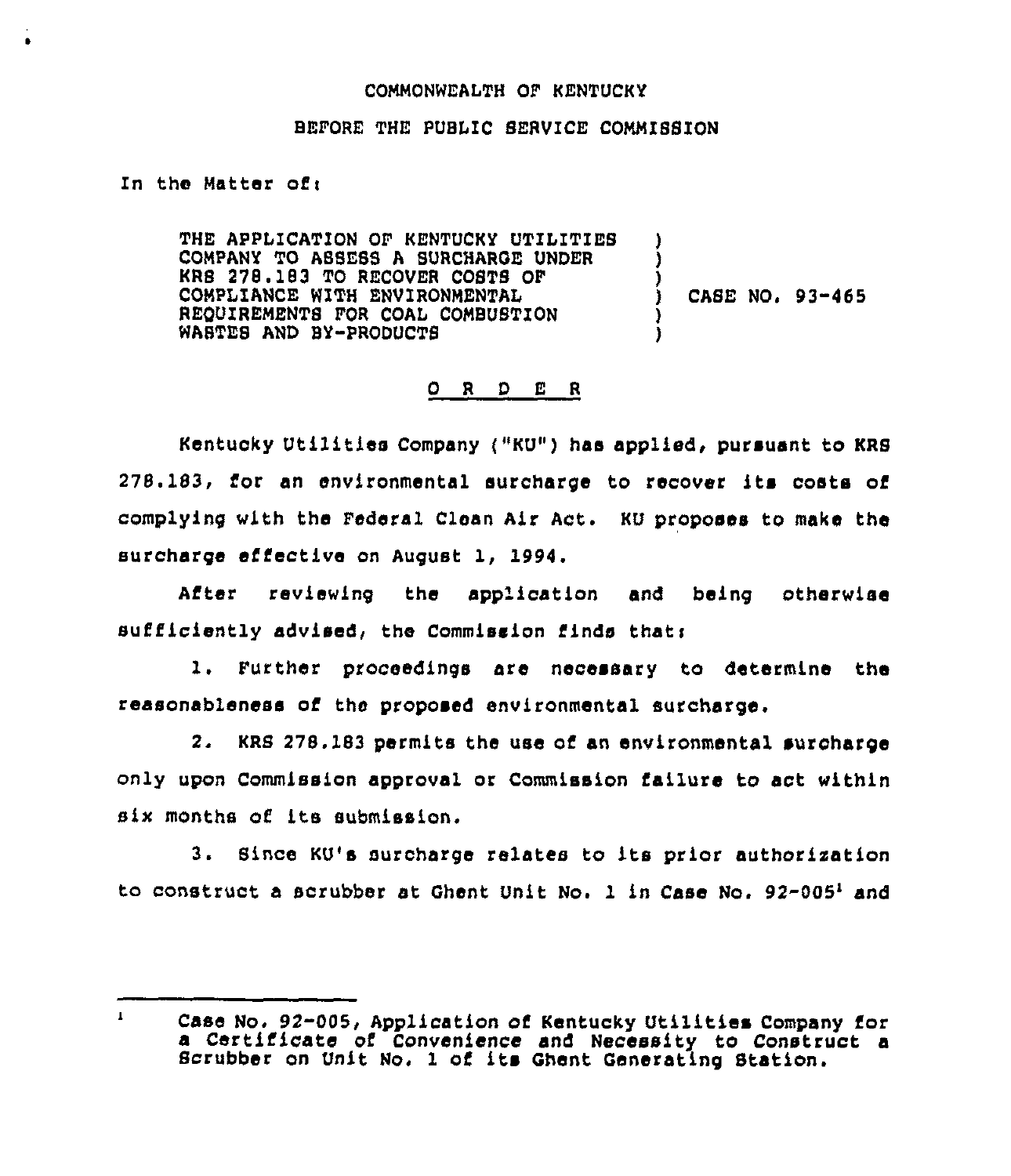COMMONWEALTH OF KENTUCKY

BEFORE THE PUBLIC SERVICE COMMISSION

In the Matter of:

THE APPLICATION OF KENTUCKY UTILITIES COMPANY TO ASSESS A SURCHARGE UNDER KRS 278.183 TO RECOVER COSTS OF COMPLIANCE WITH ENVIRONMENTAL REQUIREMENTS FOR COAL COMBUSTION WASTES AND BY-PRODUCTS ) CASE NO. 93-465

## O R D E R

Kentucky Utilities Company ("KU") has applied, pursuant to KRS 278.183, for an environmental surcharge to recover its costs of complying with the Federal Clean Air Act. KU proposes to make the surcharge effective on August 1, 1994.

After reviewing the application and being otherwise sufficiently advised, the Commission finds that:

1. Further proceedings are necessary to determine the reasonableness of the proposed environmental surcharge.

2. KRS 278.183 permits the use of an environmental surcharge only upon Commission approval or Commission failure to act within six months of its submission.

3. Since KU's surcharge relates to its prior authorization to construct a scrubber at Ghent Unit No. 1 in Case No. 92-005[1] and

---

[1] Case No. 92-005, Application of Kentucky Utilities Company for a Certificate of Convenience and Necessity to Construct a Scrubber on Unit No. 1 of its Ghent Generating Station.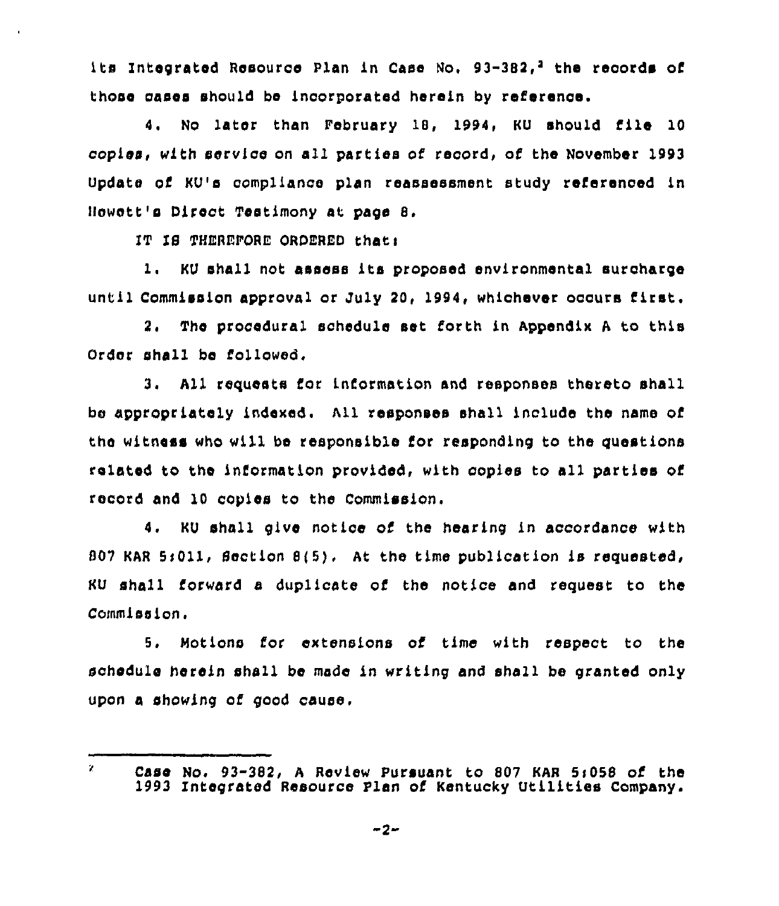its Integrated Resource Plan in Case No. 93-382,[2] the records of those cases should be incorporated herein by reference.

4. No later than February 18, 1994, KU should file 10 copies, with service on all parties of record, of the November 1993 Update of KU's compliance plan reassessment study referenced in Hewett's Direct Testimony at page 8.

IT IS THEREFORE ORDERED that:

1. KU shall not assess its proposed environmental surcharge until Commission approval or July 20, 1994, whichever occurs first.

2. The procedural schedule set forth in Appendix A to this Order shall be followed.

3. All requests for information and responses thereto shall be appropriately indexed. All responses shall include the name of the witness who will be responsible for responding to the questions related to the information provided, with copies to all parties of record and 10 copies to the Commission.

4. KU shall give notice of the hearing in accordance with 807 KAR 5:011, Section 8(5). At the time publication is requested, KU shall forward a duplicate of the notice and request to the Commission.

5. Motions for extensions of time with respect to the schedule herein shall be made in writing and shall be granted only upon a showing of good cause.

---

[2] Case No. 93-382, A Review Pursuant to 807 KAR 5:058 of the 1993 Integrated Resource Plan of Kentucky Utilities Company.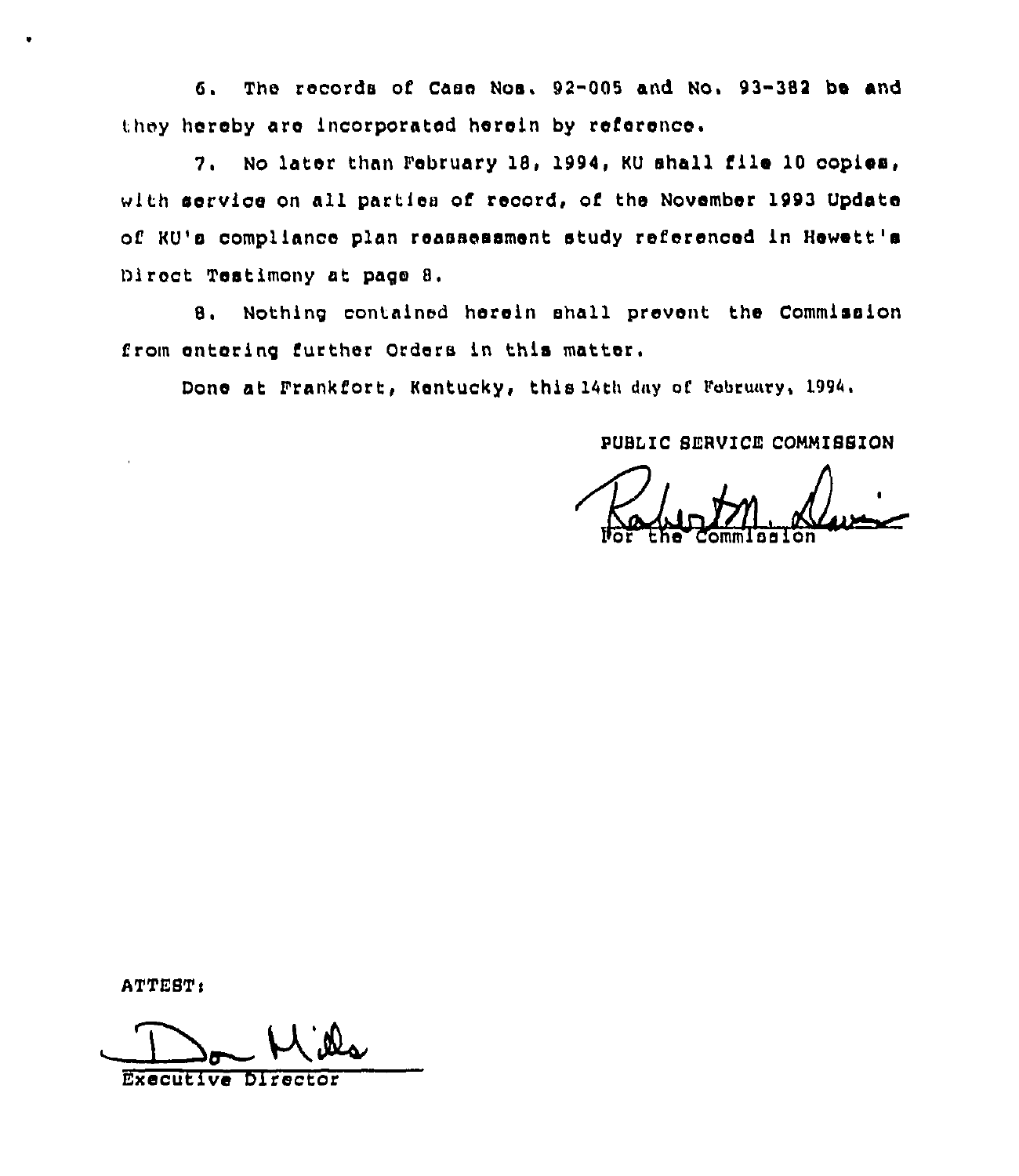6. The records of Case Nos. 92-005 and No. 93-382 be and they hereby are incorporated herein by reference.

7. No later than February 18, 1994, KU shall file 10 copies, with service on all parties of record, of the November 1993 Update of KU's compliance plan reassessment study referenced in Hewett's Direct Testimony at page 8.

8. Nothing contained herein shall prevent the Commission from entering further Orders in this matter.

Done at Frankfort, Kentucky, this 14th day of February, 1994.

PUBLIC SERVICE COMMISSION

For the Commission

ATTEST:

Executive Director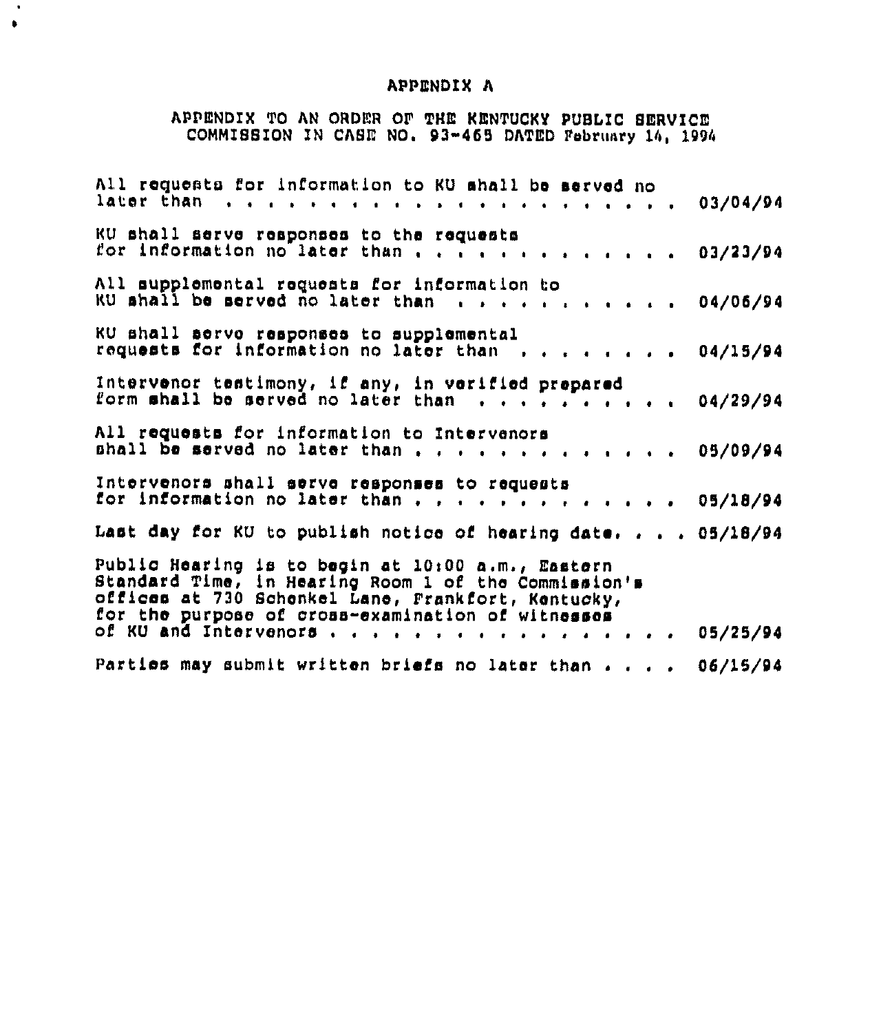# APPENDIX A

## APPENDIX TO AN ORDER OF THE KENTUCKY PUBLIC SERVICE COMMISSION IN CASE NO. 93-465 DATED February 14, 1994

| | |
|---|---|
| All requests for information to KU shall be served no later than . . . . . . . . . . . . . . . . . . . . . . . . | 03/04/94 |
| KU shall serve responses to the requests for information no later than . . . . . . . . . . . . . . | 03/23/94 |
| All supplemental requests for information to KU shall be served no later than . . . . . . . . . . . . | 04/06/94 |
| KU shall serve responses to supplemental requests for information no later than . . . . . . . . . | 04/15/94 |
| Intervenor testimony, if any, in verified prepared form shall be served no later than . . . . . . . . . . | 04/29/94 |
| All requests for information to Intervenors shall be served no later than . . . . . . . . . . . . . . | 05/09/94 |
| Intervenors shall serve responses to requests for information no later than . . . . . . . . . . . . . . | 05/18/94 |
| Last day for KU to publish notice of hearing date. . . . | 05/18/94 |
| Public Hearing is to begin at 10:00 a.m., Eastern Standard Time, in Hearing Room 1 of the Commission's offices at 730 Schenkel Lane, Frankfort, Kentucky, for the purpose of cross-examination of witnesses of KU and Intervenors . . . . . . . . . . . . . . . . . . | 05/25/94 |
| Parties may submit written briefs no later than . . . . | 06/15/94 |